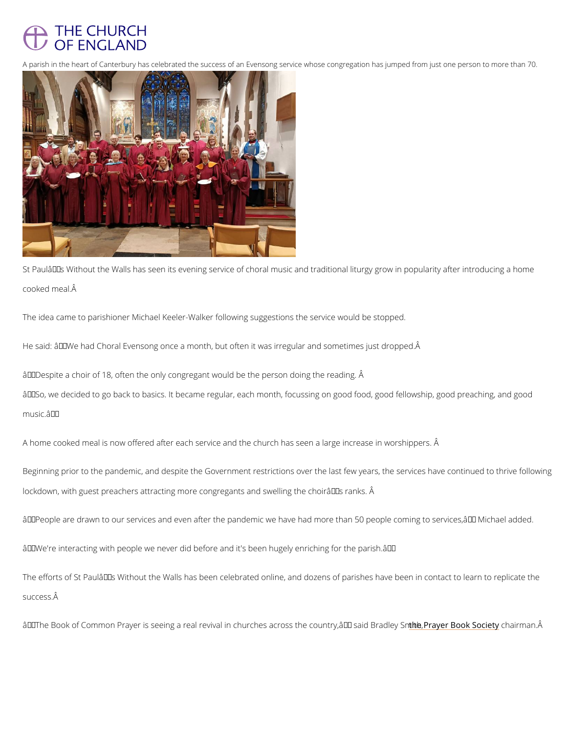THE CHURCH OF ENGLAND

A parish in the heart of Canterbury has celebrated the success of an Evensong service whose congregation has jumped from just one person to more than 70.

St Paul’s Without the Walls has seen its evening service of choral music and traditional liturgy grow in popularity after introducing a home cooked meal.

The idea came to parishioner Michael Keeler-Walker following suggestions the service would be stopped.

He said: “We had Choral Evensong once a month, but often it was irregular and sometimes just dropped.

“Despite a choir of 18, often the only congregant would be the person doing the reading.

“So, we decided to go back to basics. It became regular, each month, focussing on good food, good fellowship, good preaching, and good music.”

A home cooked meal is now offered after each service and the church has seen a large increase in worshippers.

Beginning prior to the pandemic, and despite the Government restrictions over the last few years, the services have continued to thrive following lockdown, with guest preachers attracting more congregants and swelling the choir’s ranks.

“People are drawn to our services and even after the pandemic we have had more than 50 people coming to services,” Michael added.

“We're interacting with people we never did before and it's been hugely enriching for the parish.”

The efforts of St Paul’s Without the Walls has been celebrated online, and dozens of parishes have been in contact to learn to replicate the success.

“The Book of Common Prayer is seeing a real revival in churches across the country,” said Bradley Smith, the Prayer Book Society chairman.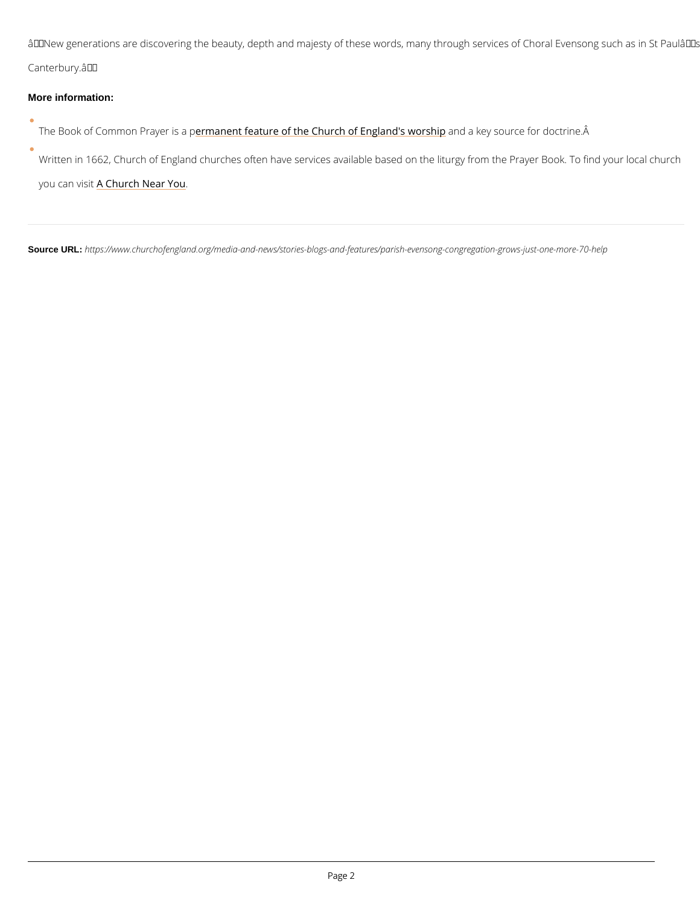â New generations are discovering the beauty, depth and majesty of these words, many through services of Choral Evensong such as in St Paulâs

Canterbury.â

**More information:**

- The Book of Common Prayer is a permanent feature of the Church of England's worship and a key source for doctrine.Â
- Written in 1662, Church of England churches often have services available based on the liturgy from the Prayer Book. To find your local church you can visit A Church Near You.

---

**Source URL:** *https://www.churchofengland.org/media-and-news/stories-blogs-and-features/parish-evensong-congregation-grows-just-one-more-70-help*